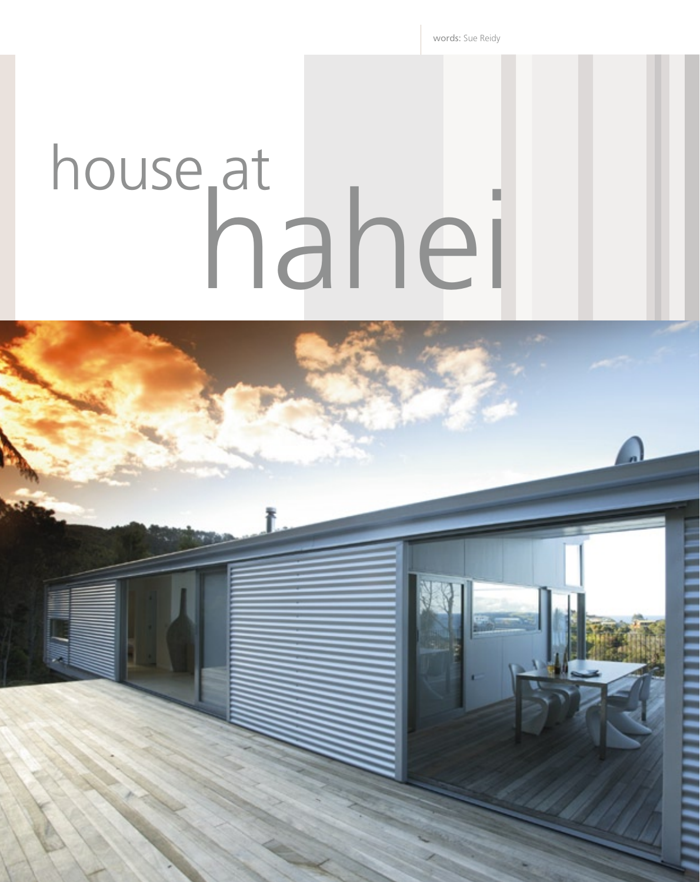words: Sue Reidy

# house at hahei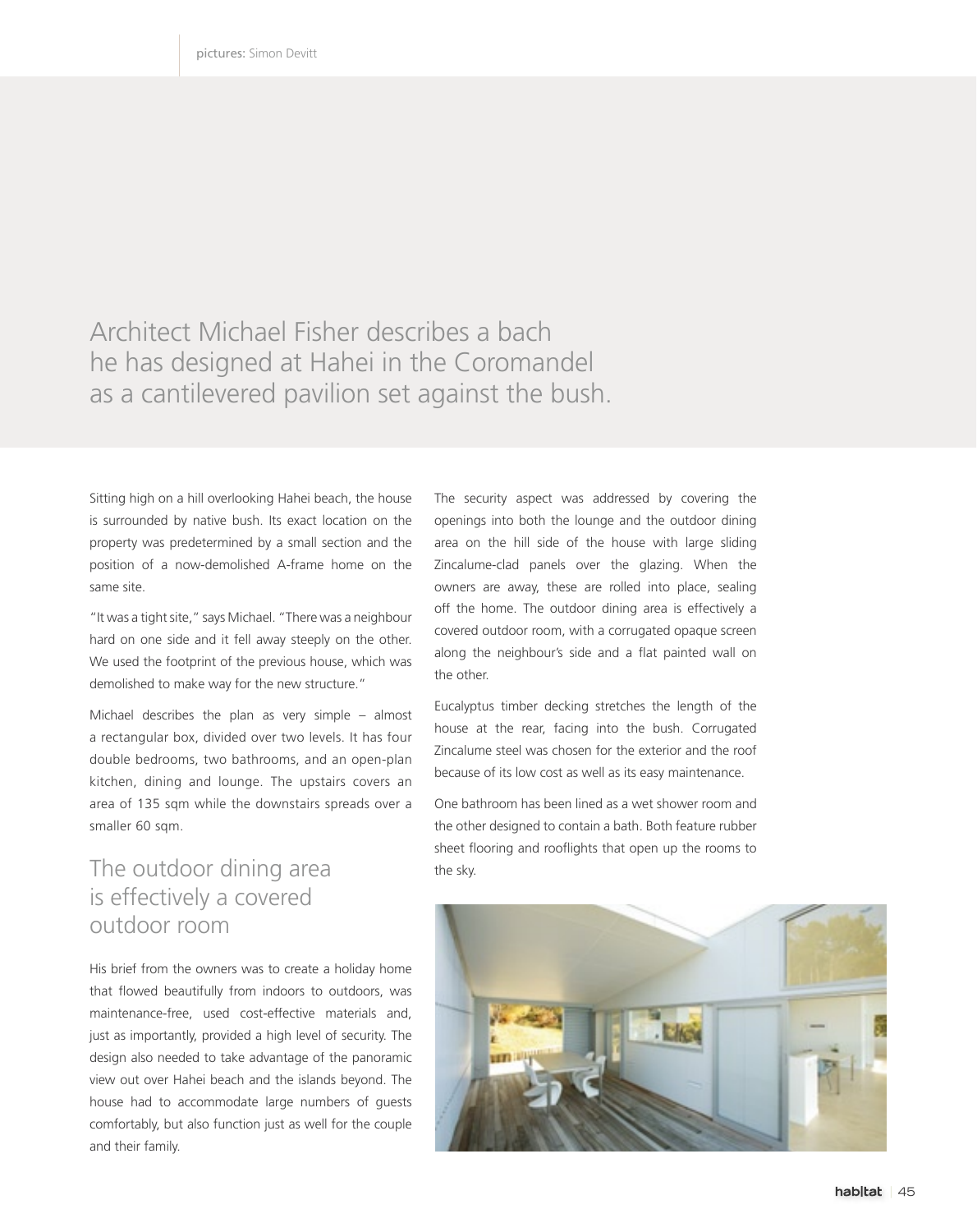pictures: Simon Devitt

Architect Michael Fisher describes a bach he has designed at Hahei in the Coromandel as a cantilevered pavilion set against the bush.

Sitting high on a hill overlooking Hahei beach, the house is surrounded by native bush. Its exact location on the property was predetermined by a small section and the position of a now-demolished A-frame home on the same site.

"It was a tight site," says Michael. "There was a neighbour hard on one side and it fell away steeply on the other. We used the footprint of the previous house, which was demolished to make way for the new structure."

Michael describes the plan as very simple – almost a rectangular box, divided over two levels. It has four double bedrooms, two bathrooms, and an open-plan kitchen, dining and lounge. The upstairs covers an area of 135 sqm while the downstairs spreads over a smaller 60 sqm.

## The outdoor dining area is effectively a covered outdoor room

His brief from the owners was to create a holiday home that flowed beautifully from indoors to outdoors, was maintenance-free, used cost-effective materials and, just as importantly, provided a high level of security. The design also needed to take advantage of the panoramic view out over Hahei beach and the islands beyond. The house had to accommodate large numbers of guests comfortably, but also function just as well for the couple and their family.

The security aspect was addressed by covering the openings into both the lounge and the outdoor dining area on the hill side of the house with large sliding Zincalume-clad panels over the glazing. When the owners are away, these are rolled into place, sealing off the home. The outdoor dining area is effectively a covered outdoor room, with a corrugated opaque screen along the neighbour's side and a flat painted wall on the other.

Eucalyptus timber decking stretches the length of the house at the rear, facing into the bush. Corrugated Zincalume steel was chosen for the exterior and the roof because of its low cost as well as its easy maintenance.

One bathroom has been lined as a wet shower room and the other designed to contain a bath. Both feature rubber sheet flooring and rooflights that open up the rooms to the sky.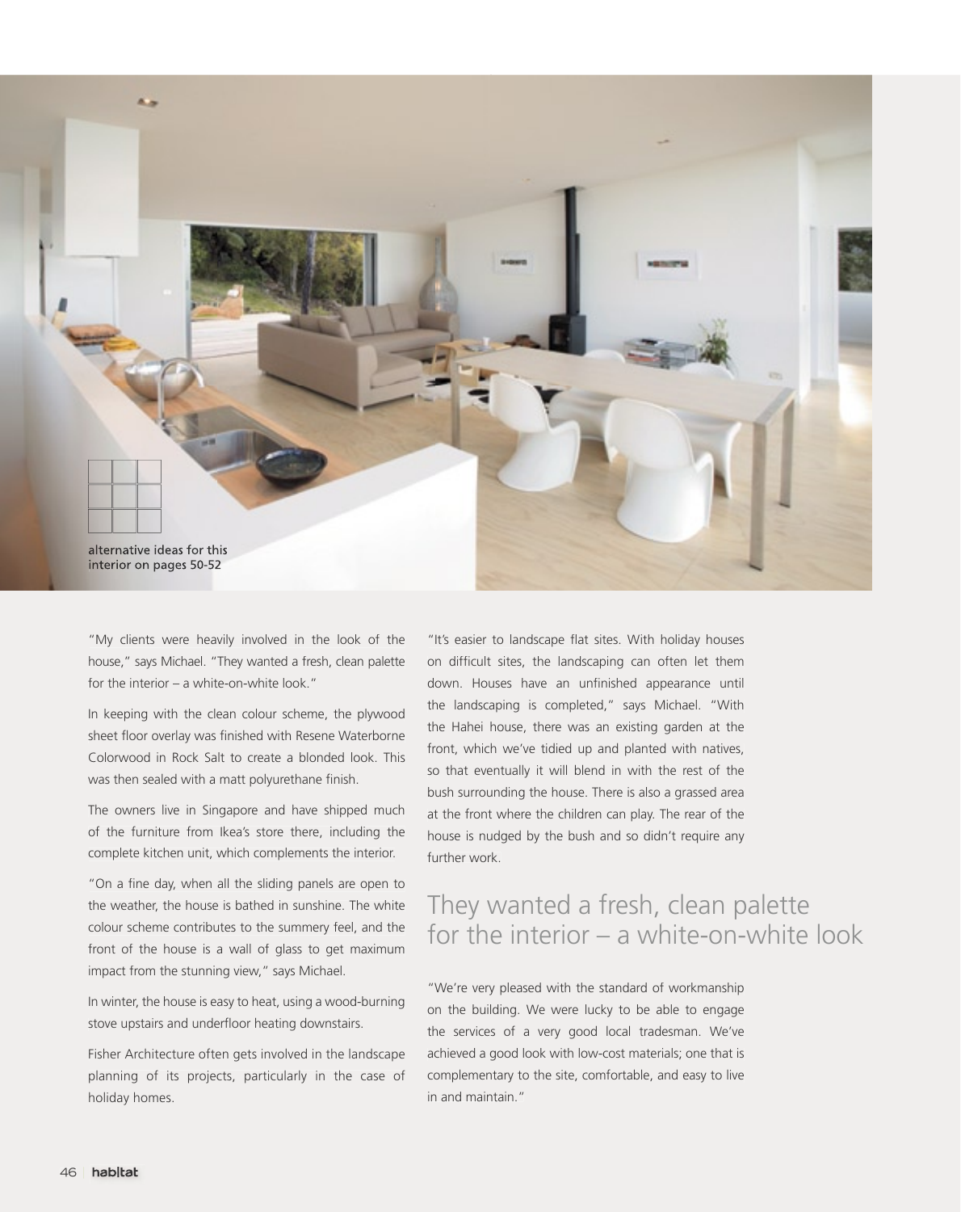alternative ideas for this interior on pages 50-52

"My clients were heavily involved in the look of the house," says Michael. "They wanted a fresh, clean palette for the interior – a white-on-white look."

In keeping with the clean colour scheme, the plywood sheet floor overlay was finished with Resene Waterborne Colorwood in Rock Salt to create a blonded look. This was then sealed with a matt polyurethane finish.

The owners live in Singapore and have shipped much of the furniture from Ikea's store there, including the complete kitchen unit, which complements the interior.

"On a fine day, when all the sliding panels are open to the weather, the house is bathed in sunshine. The white colour scheme contributes to the summery feel, and the front of the house is a wall of glass to get maximum impact from the stunning view," says Michael.

In winter, the house is easy to heat, using a wood-burning stove upstairs and underfloor heating downstairs.

Fisher Architecture often gets involved in the landscape planning of its projects, particularly in the case of holiday homes.

"It's easier to landscape flat sites. With holiday houses on difficult sites, the landscaping can often let them down. Houses have an unfinished appearance until the landscaping is completed," says Michael. "With the Hahei house, there was an existing garden at the front, which we've tidied up and planted with natives, so that eventually it will blend in with the rest of the bush surrounding the house. There is also a grassed area at the front where the children can play. The rear of the house is nudged by the bush and so didn't require any further work.

## They wanted a fresh, clean palette for the interior – a white-on-white look

"We're very pleased with the standard of workmanship on the building. We were lucky to be able to engage the services of a very good local tradesman. We've achieved a good look with low-cost materials; one that is complementary to the site, comfortable, and easy to live in and maintain."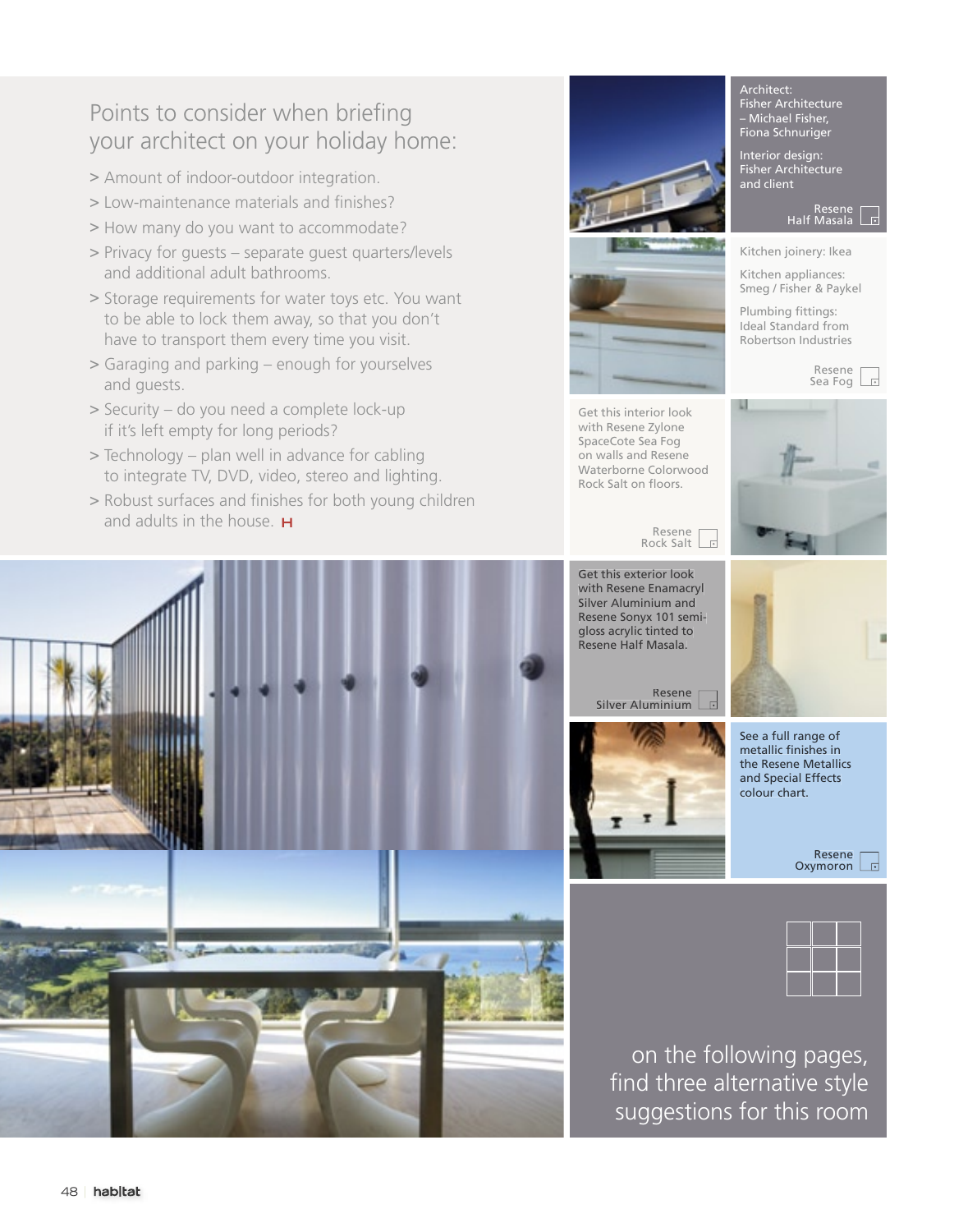## Points to consider when briefing your architect on your holiday home:

- > Amount of indoor-outdoor integration.
- > Low-maintenance materials and finishes?
- > How many do you want to accommodate?
- > Privacy for guests – separate guest quarters/levels and additional adult bathrooms.
- > Storage requirements for water toys etc. You want to be able to lock them away, so that you don't have to transport them every time you visit.
- > Garaging and parking – enough for yourselves and guests.
- > Security – do you need a complete lock-up if it's left empty for long periods?
- > Technology – plan well in advance for cabling to integrate TV, DVD, video, stereo and lighting.
- > Robust surfaces and finishes for both young children and adults in the house.

Architect:
Fisher Architecture
– Michael Fisher,
Fiona Schnuriger

Interior design:
Fisher Architecture
and client

Resene
Half Masala

Kitchen joinery: Ikea

Kitchen appliances:
Smeg / Fisher & Paykel

Plumbing fittings:
Ideal Standard from
Robertson Industries

Resene
Sea Fog

Get this interior look with Resene Zylone SpaceCote Sea Fog on walls and Resene Waterborne Colorwood Rock Salt on floors.

Resene
Rock Salt

Get this exterior look with Resene Enamacryl Silver Aluminium and Resene Sonyx 101 semi-gloss acrylic tinted to Resene Half Masala.

Resene
Silver Aluminium

See a full range of metallic finishes in the Resene Metallics and Special Effects colour chart.

Resene
Oxymoron

on the following pages, find three alternative style suggestions for this room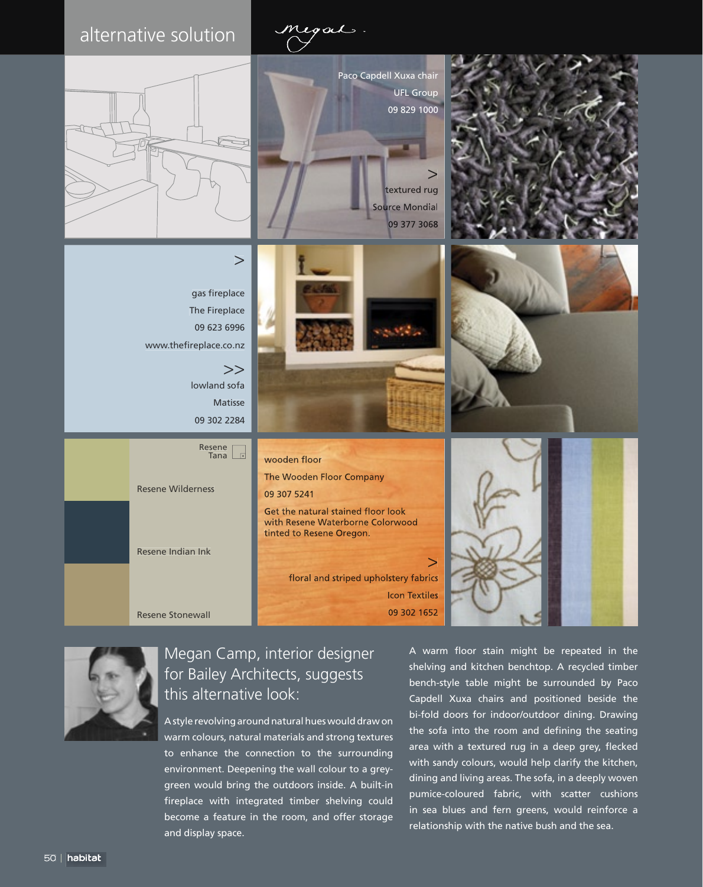## alternative solution

*Megan.*

Paco Capdell Xuxa chair
UFL Group
09 829 1000

>
textured rug
Source Mondial
09 377 3068

>
gas fireplace
The Fireplace
09 623 6996
www.thefireplace.co.nz

>>
lowland sofa
Matisse
09 302 2284

Resene Tana

Resene Wilderness

Resene Indian Ink

Resene Stonewall

wooden floor
The Wooden Floor Company
09 307 5241

Get the natural stained floor look with Resene Waterborne Colorwood tinted to Resene Oregon.

>
floral and striped upholstery fabrics
Icon Textiles
09 302 1652

## Megan Camp, interior designer for Bailey Architects, suggests this alternative look:

A style revolving around natural hues would draw on warm colours, natural materials and strong textures to enhance the connection to the surrounding environment. Deepening the wall colour to a grey-green would bring the outdoors inside. A built-in fireplace with integrated timber shelving could become a feature in the room, and offer storage and display space.

A warm floor stain might be repeated in the shelving and kitchen benchtop. A recycled timber bench-style table might be surrounded by Paco Capdell Xuxa chairs and positioned beside the bi-fold doors for indoor/outdoor dining. Drawing the sofa into the room and defining the seating area with a textured rug in a deep grey, flecked with sandy colours, would help clarify the kitchen, dining and living areas. The sofa, in a deeply woven pumice-coloured fabric, with scatter cushions in sea blues and fern greens, would reinforce a relationship with the native bush and the sea.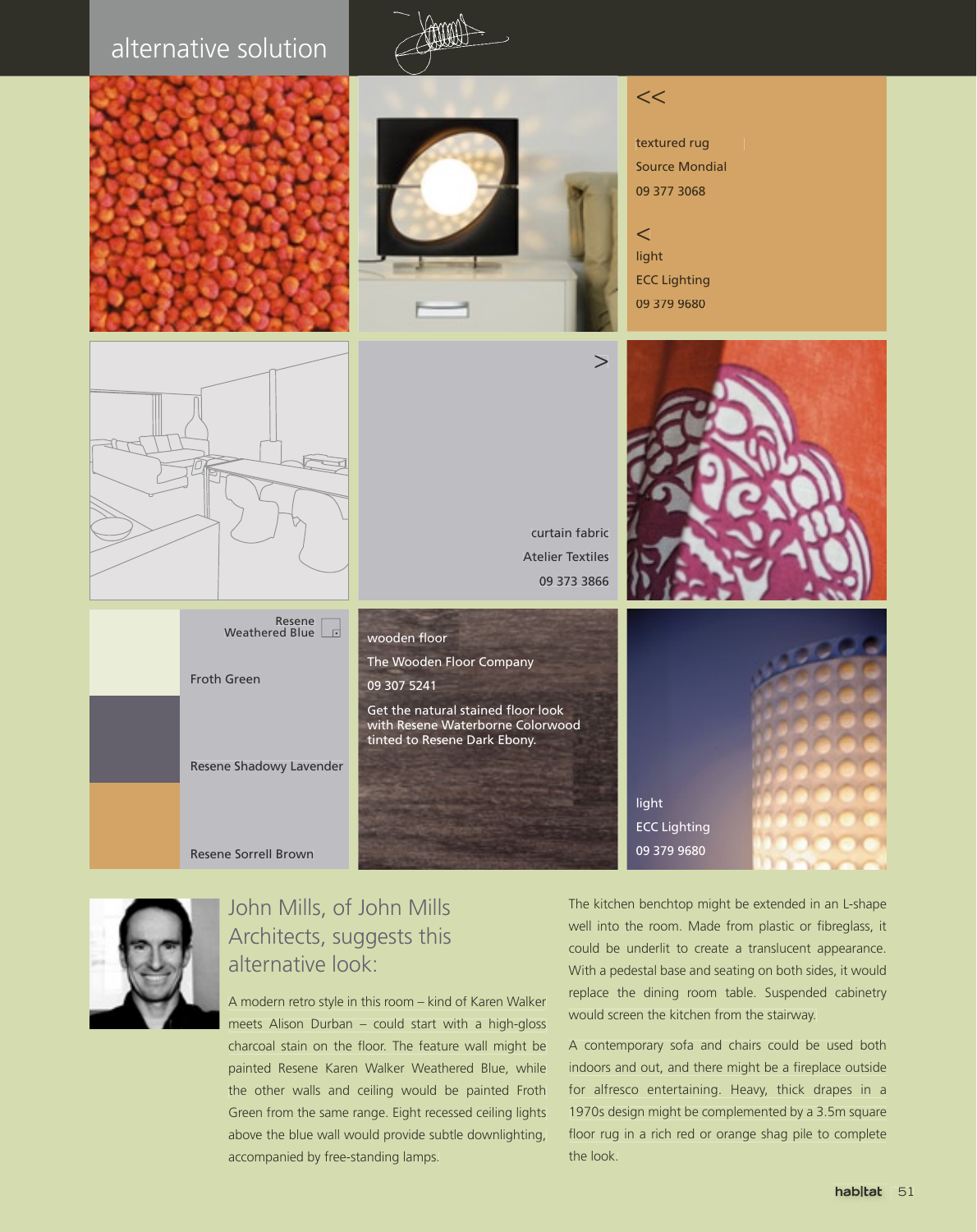## alternative solution

<<

textured rug
Source Mondial
09 377 3068

<
light
ECC Lighting
09 379 9680

>

curtain fabric
Atelier Textiles
09 373 3866

Resene Weathered Blue

Froth Green

Resene Shadowy Lavender

Resene Sorrell Brown

wooden floor
The Wooden Floor Company
09 307 5241

Get the natural stained floor look with Resene Waterborne Colorwood tinted to Resene Dark Ebony.

light
ECC Lighting
09 379 9680

## John Mills, of John Mills Architects, suggests this alternative look:

A modern retro style in this room – kind of Karen Walker meets Alison Durban – could start with a high-gloss charcoal stain on the floor. The feature wall might be painted Resene Karen Walker Weathered Blue, while the other walls and ceiling would be painted Froth Green from the same range. Eight recessed ceiling lights above the blue wall would provide subtle downlighting, accompanied by free-standing lamps.

The kitchen benchtop might be extended in an L-shape well into the room. Made from plastic or fibreglass, it could be underlit to create a translucent appearance. With a pedestal base and seating on both sides, it would replace the dining room table. Suspended cabinetry would screen the kitchen from the stairway.

A contemporary sofa and chairs could be used both indoors and out, and there might be a fireplace outside for alfresco entertaining. Heavy, thick drapes in a 1970s design might be complemented by a 3.5m square floor rug in a rich red or orange shag pile to complete the look.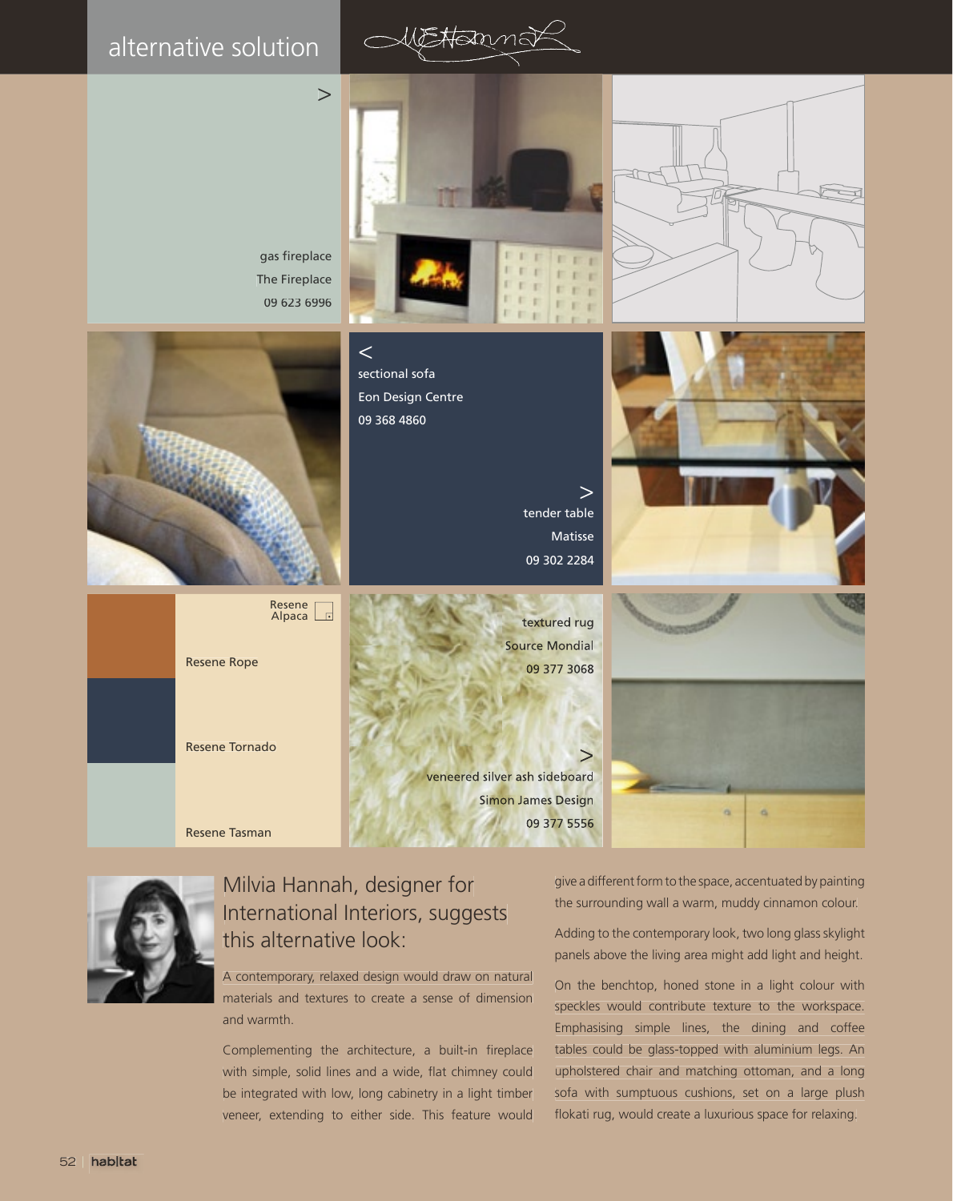# alternative solution

gas fireplace
The Fireplace
09 623 6996

sectional sofa
Eon Design Centre
09 368 4860

tender table
Matisse
09 302 2284

Resene Alpaca

Resene Rope

Resene Tornado

Resene Tasman

textured rug
Source Mondial
09 377 3068

veneered silver ash sideboard
Simon James Design
09 377 5556

## Milvia Hannah, designer for International Interiors, suggests this alternative look:

A contemporary, relaxed design would draw on natural materials and textures to create a sense of dimension and warmth.

Complementing the architecture, a built-in fireplace with simple, solid lines and a wide, flat chimney could be integrated with low, long cabinetry in a light timber veneer, extending to either side. This feature would give a different form to the space, accentuated by painting the surrounding wall a warm, muddy cinnamon colour.

Adding to the contemporary look, two long glass skylight panels above the living area might add light and height.

On the benchtop, honed stone in a light colour with speckles would contribute texture to the workspace. Emphasising simple lines, the dining and coffee tables could be glass-topped with aluminium legs. An upholstered chair and matching ottoman, and a long sofa with sumptuous cushions, set on a large plush flokati rug, would create a luxurious space for relaxing.